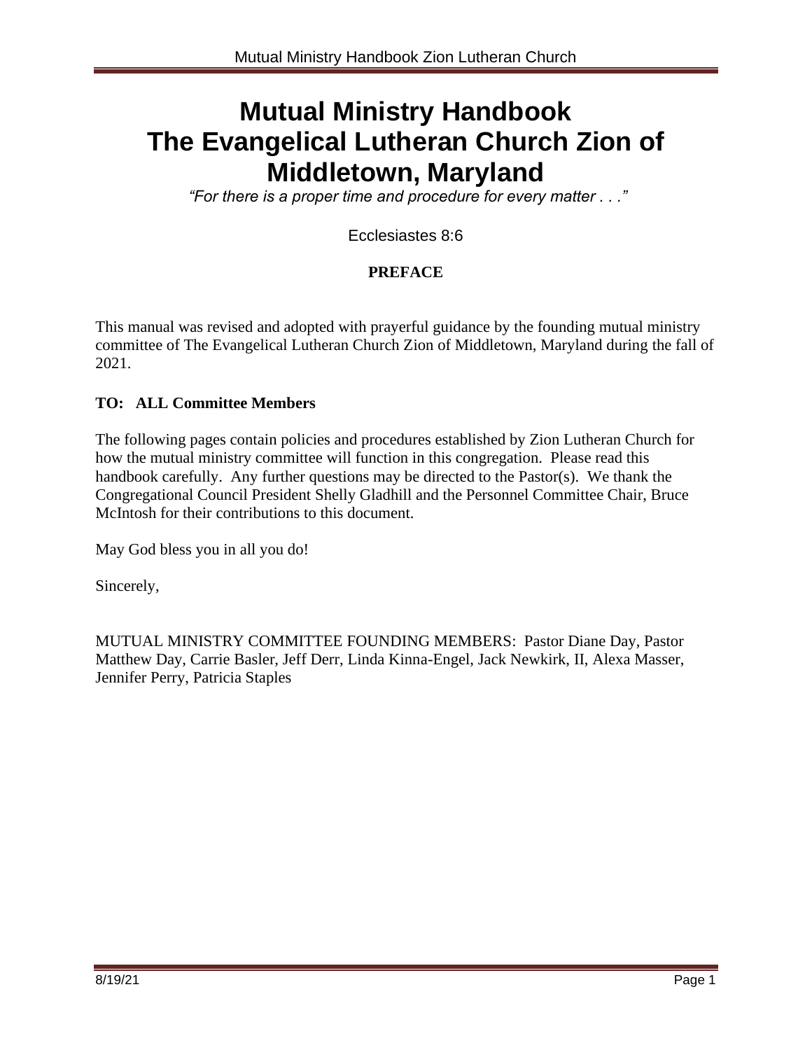# Mutual Ministry Handbook
# The Evangelical Lutheran Church Zion of Middletown, Maryland

*"For there is a proper time and procedure for every matter . . ."*

Ecclesiastes 8:6

## PREFACE

This manual was revised and adopted with prayerful guidance by the founding mutual ministry committee of The Evangelical Lutheran Church Zion of Middletown, Maryland during the fall of 2021.

**TO: ALL Committee Members**

The following pages contain policies and procedures established by Zion Lutheran Church for how the mutual ministry committee will function in this congregation. Please read this handbook carefully. Any further questions may be directed to the Pastor(s). We thank the Congregational Council President Shelly Gladhill and the Personnel Committee Chair, Bruce McIntosh for their contributions to this document.

May God bless you in all you do!

Sincerely,

MUTUAL MINISTRY COMMITTEE FOUNDING MEMBERS: Pastor Diane Day, Pastor Matthew Day, Carrie Basler, Jeff Derr, Linda Kinna-Engel, Jack Newkirk, II, Alexa Masser, Jennifer Perry, Patricia Staples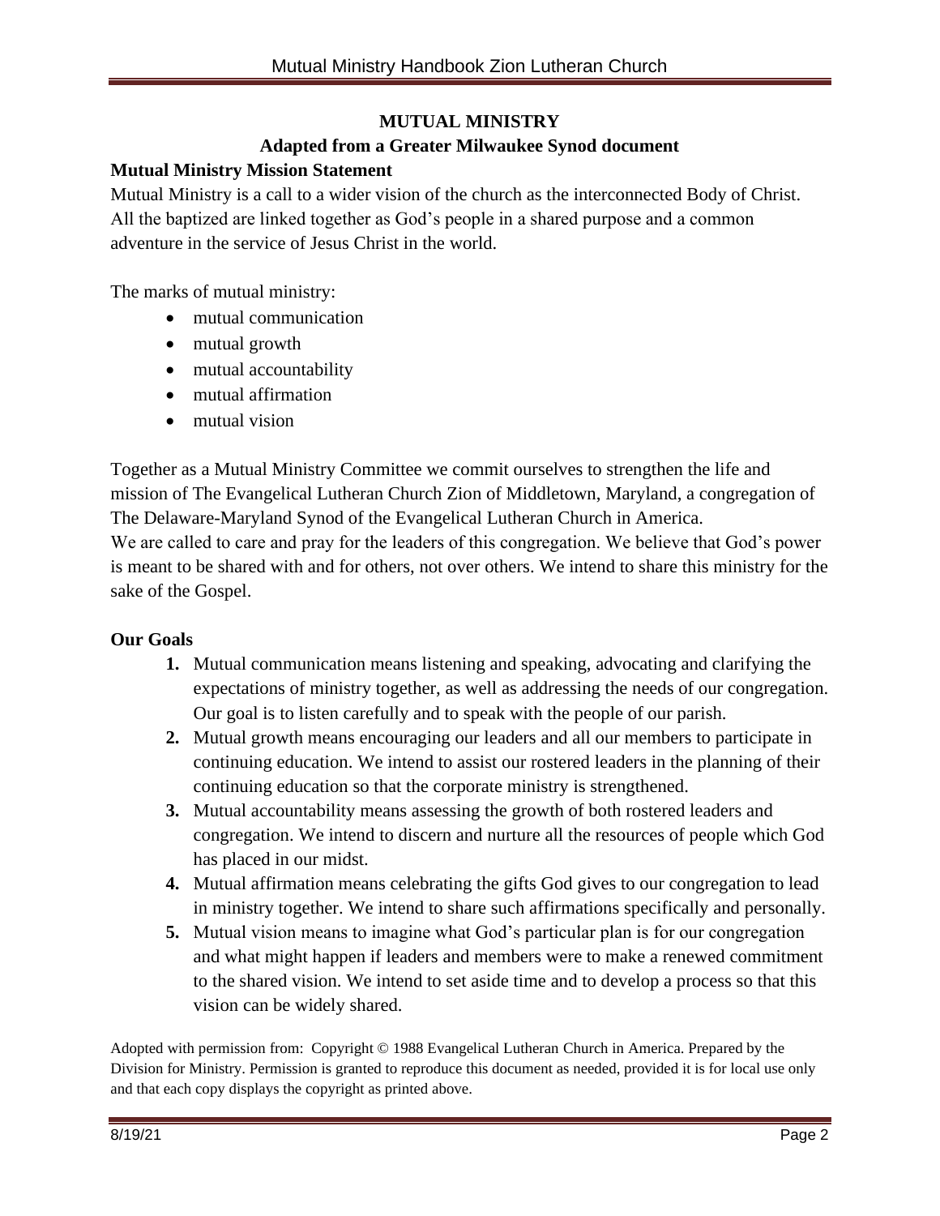## MUTUAL MINISTRY

### Adapted from a Greater Milwaukee Synod document

**Mutual Ministry Mission Statement**

Mutual Ministry is a call to a wider vision of the church as the interconnected Body of Christ. All the baptized are linked together as God's people in a shared purpose and a common adventure in the service of Jesus Christ in the world.

The marks of mutual ministry:

- mutual communication
- mutual growth
- mutual accountability
- mutual affirmation
- mutual vision

Together as a Mutual Ministry Committee we commit ourselves to strengthen the life and mission of The Evangelical Lutheran Church Zion of Middletown, Maryland, a congregation of The Delaware-Maryland Synod of the Evangelical Lutheran Church in America.
We are called to care and pray for the leaders of this congregation. We believe that God's power is meant to be shared with and for others, not over others. We intend to share this ministry for the sake of the Gospel.

**Our Goals**

1. Mutual communication means listening and speaking, advocating and clarifying the expectations of ministry together, as well as addressing the needs of our congregation. Our goal is to listen carefully and to speak with the people of our parish.
2. Mutual growth means encouraging our leaders and all our members to participate in continuing education. We intend to assist our rostered leaders in the planning of their continuing education so that the corporate ministry is strengthened.
3. Mutual accountability means assessing the growth of both rostered leaders and congregation. We intend to discern and nurture all the resources of people which God has placed in our midst.
4. Mutual affirmation means celebrating the gifts God gives to our congregation to lead in ministry together. We intend to share such affirmations specifically and personally.
5. Mutual vision means to imagine what God's particular plan is for our congregation and what might happen if leaders and members were to make a renewed commitment to the shared vision. We intend to set aside time and to develop a process so that this vision can be widely shared.

Adopted with permission from: Copyright © 1988 Evangelical Lutheran Church in America. Prepared by the Division for Ministry. Permission is granted to reproduce this document as needed, provided it is for local use only and that each copy displays the copyright as printed above.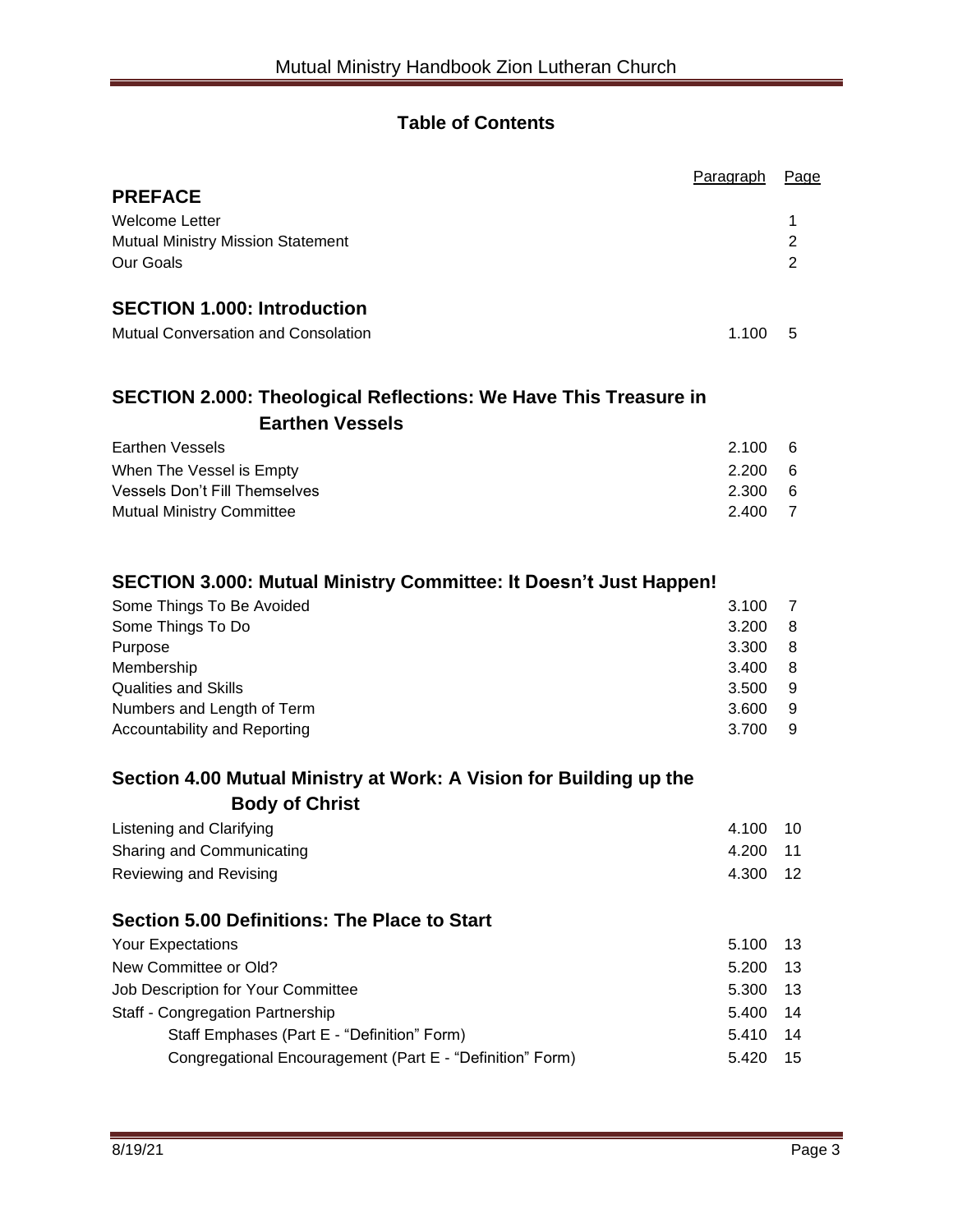## Table of Contents

| | Paragraph | Page |
|---|---|---|
| **PREFACE** | | |
| Welcome Letter | | 1 |
| Mutual Ministry Mission Statement | | 2 |
| Our Goals | | 2 |
| **SECTION 1.000: Introduction** | | |
| Mutual Conversation and Consolation | 1.100 | 5 |
| **SECTION 2.000: Theological Reflections: We Have This Treasure in Earthen Vessels** | | |
| Earthen Vessels | 2.100 | 6 |
| When The Vessel is Empty | 2.200 | 6 |
| Vessels Don't Fill Themselves | 2.300 | 6 |
| Mutual Ministry Committee | 2.400 | 7 |
| **SECTION 3.000: Mutual Ministry Committee: It Doesn't Just Happen!** | | |
| Some Things To Be Avoided | 3.100 | 7 |
| Some Things To Do | 3.200 | 8 |
| Purpose | 3.300 | 8 |
| Membership | 3.400 | 8 |
| Qualities and Skills | 3.500 | 9 |
| Numbers and Length of Term | 3.600 | 9 |
| Accountability and Reporting | 3.700 | 9 |
| **Section 4.00 Mutual Ministry at Work: A Vision for Building up the Body of Christ** | | |
| Listening and Clarifying | 4.100 | 10 |
| Sharing and Communicating | 4.200 | 11 |
| Reviewing and Revising | 4.300 | 12 |
| **Section 5.00 Definitions: The Place to Start** | | |
| Your Expectations | 5.100 | 13 |
| New Committee or Old? | 5.200 | 13 |
| Job Description for Your Committee | 5.300 | 13 |
| Staff - Congregation Partnership | 5.400 | 14 |
| Staff Emphases (Part E - "Definition" Form) | 5.410 | 14 |
| Congregational Encouragement (Part E - "Definition" Form) | 5.420 | 15 |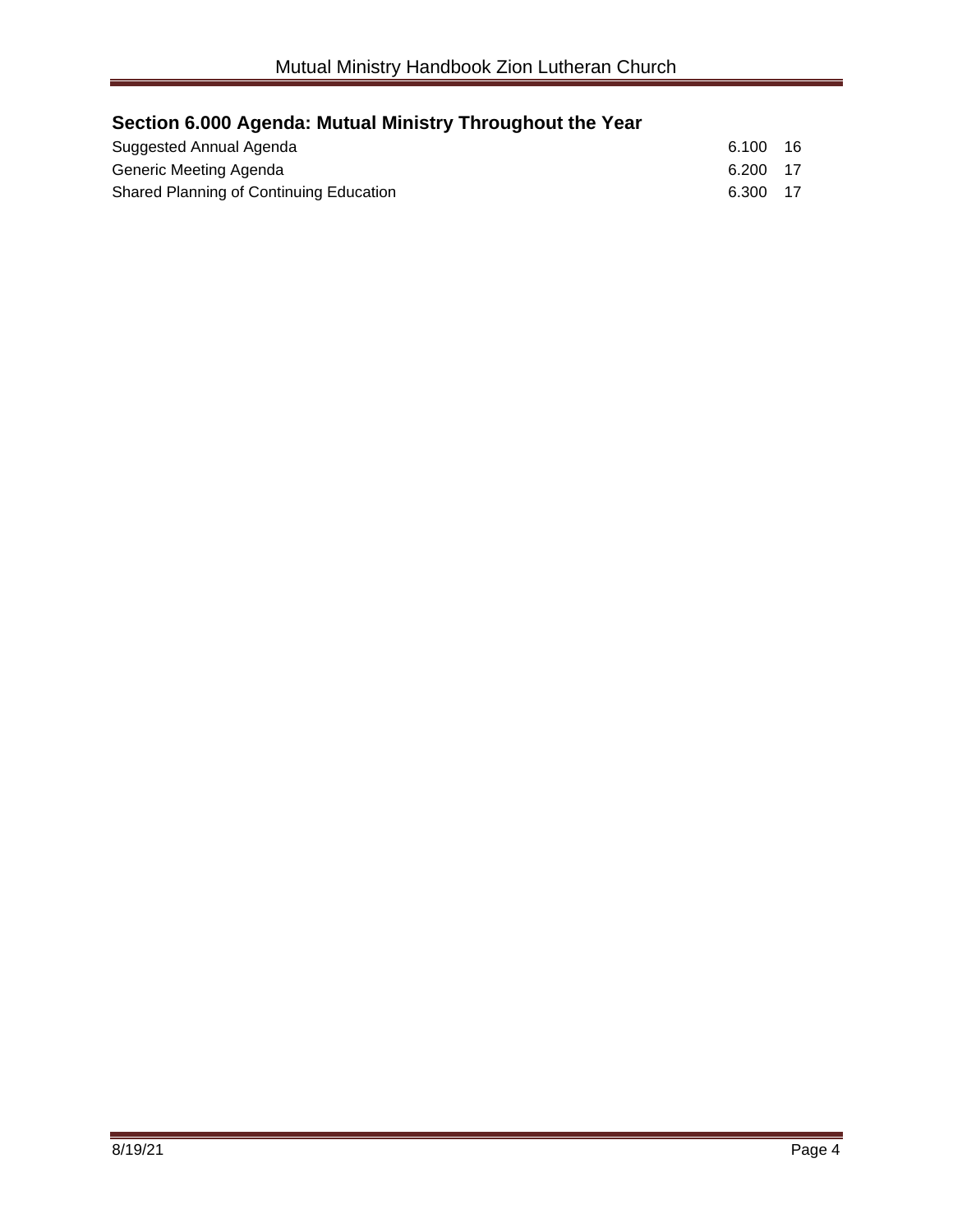## Section 6.000 Agenda: Mutual Ministry Throughout the Year

| | | |
|---|---|---|
| Suggested Annual Agenda | 6.100 | 16 |
| Generic Meeting Agenda | 6.200 | 17 |
| Shared Planning of Continuing Education | 6.300 | 17 |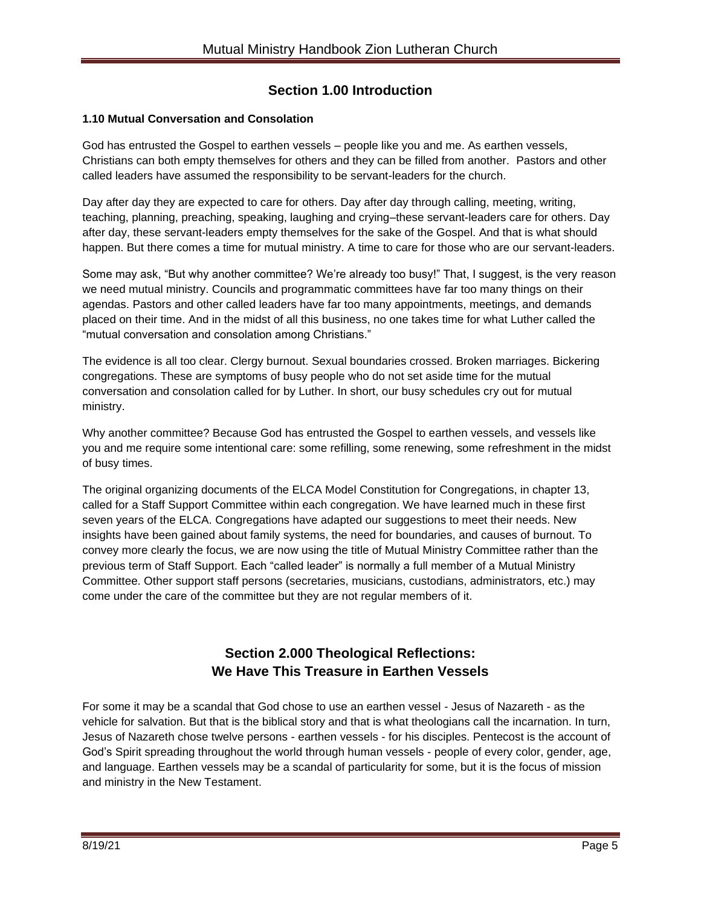## Section 1.00 Introduction

**1.10 Mutual Conversation and Consolation**

God has entrusted the Gospel to earthen vessels – people like you and me. As earthen vessels, Christians can both empty themselves for others and they can be filled from another. Pastors and other called leaders have assumed the responsibility to be servant-leaders for the church.

Day after day they are expected to care for others. Day after day through calling, meeting, writing, teaching, planning, preaching, speaking, laughing and crying–these servant-leaders care for others. Day after day, these servant-leaders empty themselves for the sake of the Gospel. And that is what should happen. But there comes a time for mutual ministry. A time to care for those who are our servant-leaders.

Some may ask, "But why another committee? We're already too busy!" That, I suggest, is the very reason we need mutual ministry. Councils and programmatic committees have far too many things on their agendas. Pastors and other called leaders have far too many appointments, meetings, and demands placed on their time. And in the midst of all this business, no one takes time for what Luther called the "mutual conversation and consolation among Christians."

The evidence is all too clear. Clergy burnout. Sexual boundaries crossed. Broken marriages. Bickering congregations. These are symptoms of busy people who do not set aside time for the mutual conversation and consolation called for by Luther. In short, our busy schedules cry out for mutual ministry.

Why another committee? Because God has entrusted the Gospel to earthen vessels, and vessels like you and me require some intentional care: some refilling, some renewing, some refreshment in the midst of busy times.

The original organizing documents of the ELCA Model Constitution for Congregations, in chapter 13, called for a Staff Support Committee within each congregation. We have learned much in these first seven years of the ELCA. Congregations have adapted our suggestions to meet their needs. New insights have been gained about family systems, the need for boundaries, and causes of burnout. To convey more clearly the focus, we are now using the title of Mutual Ministry Committee rather than the previous term of Staff Support. Each "called leader" is normally a full member of a Mutual Ministry Committee. Other support staff persons (secretaries, musicians, custodians, administrators, etc.) may come under the care of the committee but they are not regular members of it.

## Section 2.000 Theological Reflections: We Have This Treasure in Earthen Vessels

For some it may be a scandal that God chose to use an earthen vessel - Jesus of Nazareth - as the vehicle for salvation. But that is the biblical story and that is what theologians call the incarnation. In turn, Jesus of Nazareth chose twelve persons - earthen vessels - for his disciples. Pentecost is the account of God's Spirit spreading throughout the world through human vessels - people of every color, gender, age, and language. Earthen vessels may be a scandal of particularity for some, but it is the focus of mission and ministry in the New Testament.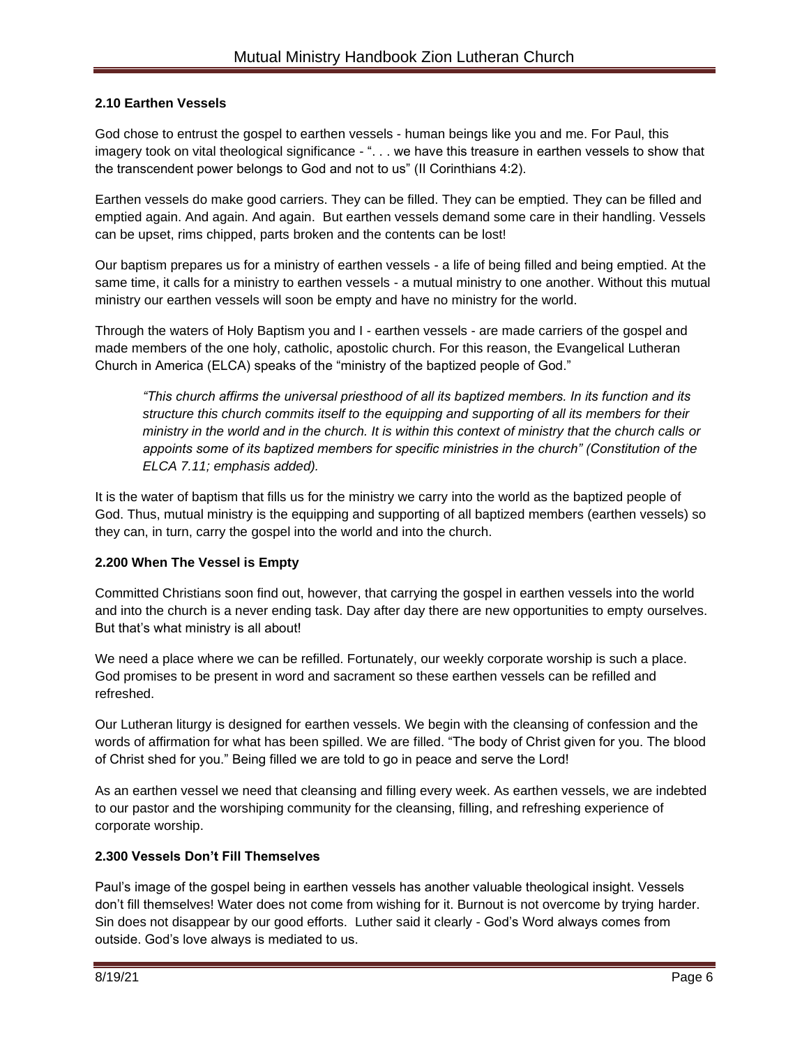### 2.10 Earthen Vessels

God chose to entrust the gospel to earthen vessels - human beings like you and me. For Paul, this imagery took on vital theological significance - ". . . we have this treasure in earthen vessels to show that the transcendent power belongs to God and not to us" (II Corinthians 4:2).

Earthen vessels do make good carriers. They can be filled. They can be emptied. They can be filled and emptied again. And again. And again. But earthen vessels demand some care in their handling. Vessels can be upset, rims chipped, parts broken and the contents can be lost!

Our baptism prepares us for a ministry of earthen vessels - a life of being filled and being emptied. At the same time, it calls for a ministry to earthen vessels - a mutual ministry to one another. Without this mutual ministry our earthen vessels will soon be empty and have no ministry for the world.

Through the waters of Holy Baptism you and I - earthen vessels - are made carriers of the gospel and made members of the one holy, catholic, apostolic church. For this reason, the Evangelical Lutheran Church in America (ELCA) speaks of the "ministry of the baptized people of God."

> *"This church affirms the universal priesthood of all its baptized members. In its function and its structure this church commits itself to the equipping and supporting of all its members for their ministry in the world and in the church. It is within this context of ministry that the church calls or appoints some of its baptized members for specific ministries in the church" (Constitution of the ELCA 7.11; emphasis added).*

It is the water of baptism that fills us for the ministry we carry into the world as the baptized people of God. Thus, mutual ministry is the equipping and supporting of all baptized members (earthen vessels) so they can, in turn, carry the gospel into the world and into the church.

### 2.200 When The Vessel is Empty

Committed Christians soon find out, however, that carrying the gospel in earthen vessels into the world and into the church is a never ending task. Day after day there are new opportunities to empty ourselves. But that's what ministry is all about!

We need a place where we can be refilled. Fortunately, our weekly corporate worship is such a place. God promises to be present in word and sacrament so these earthen vessels can be refilled and refreshed.

Our Lutheran liturgy is designed for earthen vessels. We begin with the cleansing of confession and the words of affirmation for what has been spilled. We are filled. "The body of Christ given for you. The blood of Christ shed for you." Being filled we are told to go in peace and serve the Lord!

As an earthen vessel we need that cleansing and filling every week. As earthen vessels, we are indebted to our pastor and the worshiping community for the cleansing, filling, and refreshing experience of corporate worship.

### 2.300 Vessels Don't Fill Themselves

Paul's image of the gospel being in earthen vessels has another valuable theological insight. Vessels don't fill themselves! Water does not come from wishing for it. Burnout is not overcome by trying harder. Sin does not disappear by our good efforts. Luther said it clearly - God's Word always comes from outside. God's love always is mediated to us.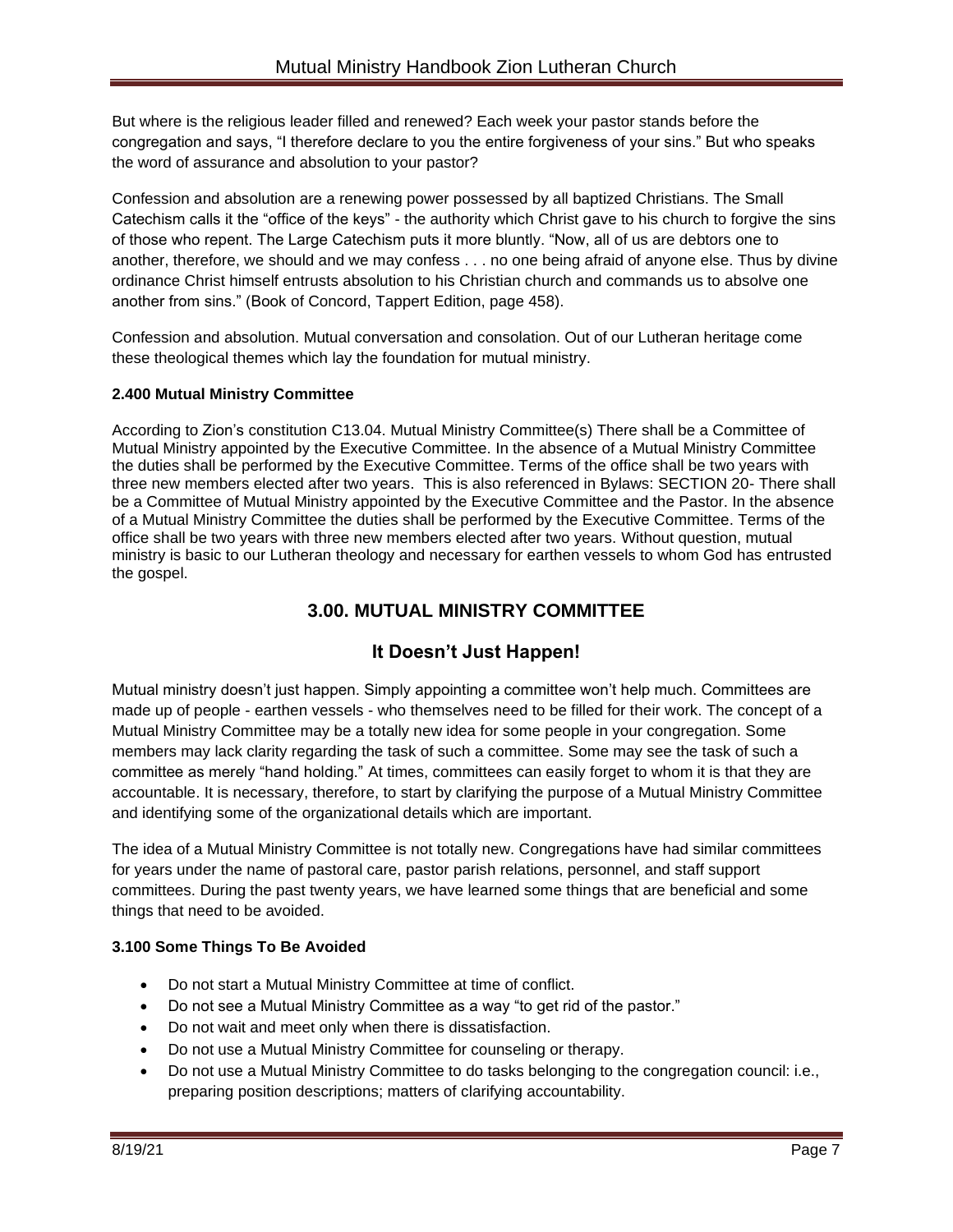But where is the religious leader filled and renewed? Each week your pastor stands before the congregation and says, "I therefore declare to you the entire forgiveness of your sins." But who speaks the word of assurance and absolution to your pastor?

Confession and absolution are a renewing power possessed by all baptized Christians. The Small Catechism calls it the "office of the keys" - the authority which Christ gave to his church to forgive the sins of those who repent. The Large Catechism puts it more bluntly. "Now, all of us are debtors one to another, therefore, we should and we may confess . . . no one being afraid of anyone else. Thus by divine ordinance Christ himself entrusts absolution to his Christian church and commands us to absolve one another from sins." (Book of Concord, Tappert Edition, page 458).

Confession and absolution. Mutual conversation and consolation. Out of our Lutheran heritage come these theological themes which lay the foundation for mutual ministry.

**2.400 Mutual Ministry Committee**

According to Zion's constitution C13.04. Mutual Ministry Committee(s) There shall be a Committee of Mutual Ministry appointed by the Executive Committee. In the absence of a Mutual Ministry Committee the duties shall be performed by the Executive Committee. Terms of the office shall be two years with three new members elected after two years. This is also referenced in Bylaws: SECTION 20- There shall be a Committee of Mutual Ministry appointed by the Executive Committee and the Pastor. In the absence of a Mutual Ministry Committee the duties shall be performed by the Executive Committee. Terms of the office shall be two years with three new members elected after two years. Without question, mutual ministry is basic to our Lutheran theology and necessary for earthen vessels to whom God has entrusted the gospel.

## 3.00. MUTUAL MINISTRY COMMITTEE

## It Doesn't Just Happen!

Mutual ministry doesn't just happen. Simply appointing a committee won't help much. Committees are made up of people - earthen vessels - who themselves need to be filled for their work. The concept of a Mutual Ministry Committee may be a totally new idea for some people in your congregation. Some members may lack clarity regarding the task of such a committee. Some may see the task of such a committee as merely "hand holding." At times, committees can easily forget to whom it is that they are accountable. It is necessary, therefore, to start by clarifying the purpose of a Mutual Ministry Committee and identifying some of the organizational details which are important.

The idea of a Mutual Ministry Committee is not totally new. Congregations have had similar committees for years under the name of pastoral care, pastor parish relations, personnel, and staff support committees. During the past twenty years, we have learned some things that are beneficial and some things that need to be avoided.

**3.100 Some Things To Be Avoided**

- Do not start a Mutual Ministry Committee at time of conflict.
- Do not see a Mutual Ministry Committee as a way "to get rid of the pastor."
- Do not wait and meet only when there is dissatisfaction.
- Do not use a Mutual Ministry Committee for counseling or therapy.
- Do not use a Mutual Ministry Committee to do tasks belonging to the congregation council: i.e., preparing position descriptions; matters of clarifying accountability.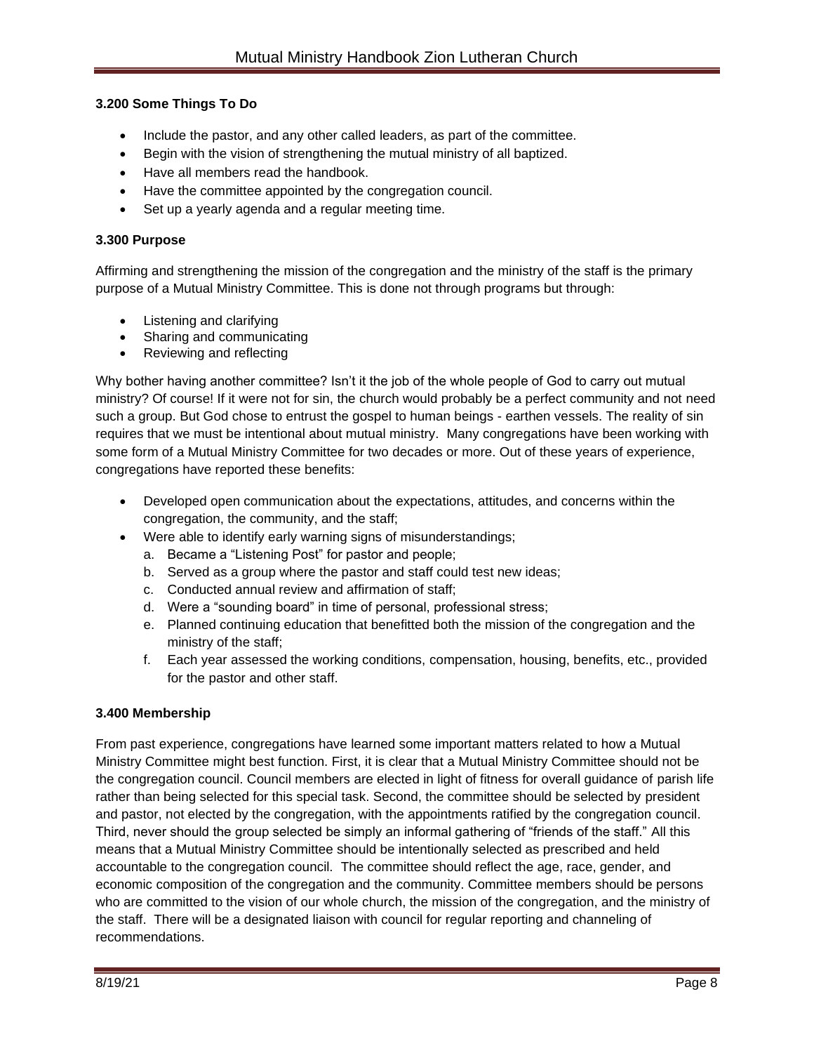### 3.200 Some Things To Do

- Include the pastor, and any other called leaders, as part of the committee.
- Begin with the vision of strengthening the mutual ministry of all baptized.
- Have all members read the handbook.
- Have the committee appointed by the congregation council.
- Set up a yearly agenda and a regular meeting time.

### 3.300 Purpose

Affirming and strengthening the mission of the congregation and the ministry of the staff is the primary purpose of a Mutual Ministry Committee. This is done not through programs but through:

- Listening and clarifying
- Sharing and communicating
- Reviewing and reflecting

Why bother having another committee? Isn't it the job of the whole people of God to carry out mutual ministry? Of course! If it were not for sin, the church would probably be a perfect community and not need such a group. But God chose to entrust the gospel to human beings - earthen vessels. The reality of sin requires that we must be intentional about mutual ministry. Many congregations have been working with some form of a Mutual Ministry Committee for two decades or more. Out of these years of experience, congregations have reported these benefits:

- Developed open communication about the expectations, attitudes, and concerns within the congregation, the community, and the staff;
- Were able to identify early warning signs of misunderstandings;
    a. Became a "Listening Post" for pastor and people;
    b. Served as a group where the pastor and staff could test new ideas;
    c. Conducted annual review and affirmation of staff;
    d. Were a "sounding board" in time of personal, professional stress;
    e. Planned continuing education that benefitted both the mission of the congregation and the ministry of the staff;
    f. Each year assessed the working conditions, compensation, housing, benefits, etc., provided for the pastor and other staff.

### 3.400 Membership

From past experience, congregations have learned some important matters related to how a Mutual Ministry Committee might best function. First, it is clear that a Mutual Ministry Committee should not be the congregation council. Council members are elected in light of fitness for overall guidance of parish life rather than being selected for this special task. Second, the committee should be selected by president and pastor, not elected by the congregation, with the appointments ratified by the congregation council. Third, never should the group selected be simply an informal gathering of "friends of the staff." All this means that a Mutual Ministry Committee should be intentionally selected as prescribed and held accountable to the congregation council. The committee should reflect the age, race, gender, and economic composition of the congregation and the community. Committee members should be persons who are committed to the vision of our whole church, the mission of the congregation, and the ministry of the staff. There will be a designated liaison with council for regular reporting and channeling of recommendations.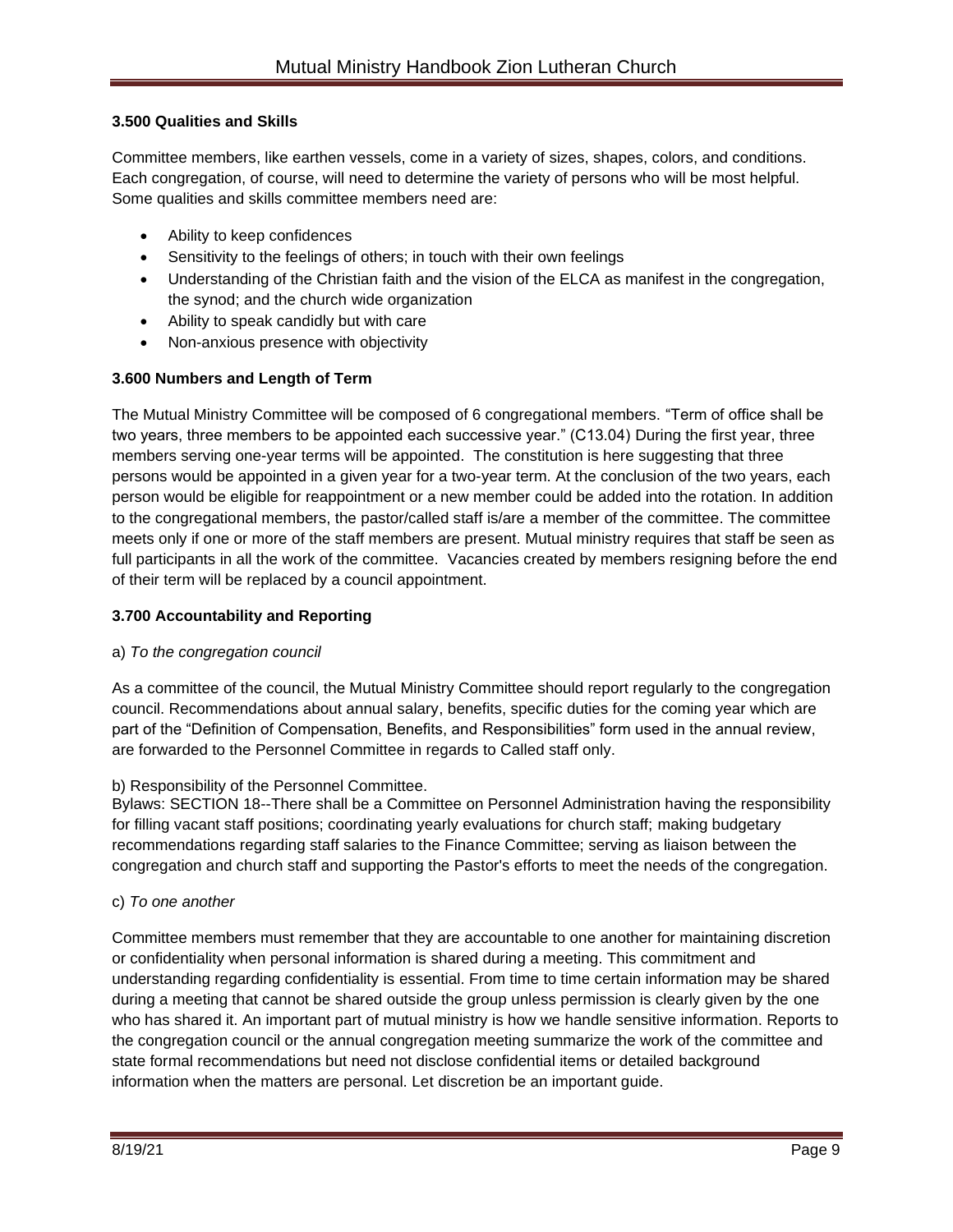### 3.500 Qualities and Skills

Committee members, like earthen vessels, come in a variety of sizes, shapes, colors, and conditions. Each congregation, of course, will need to determine the variety of persons who will be most helpful. Some qualities and skills committee members need are:

- Ability to keep confidences
- Sensitivity to the feelings of others; in touch with their own feelings
- Understanding of the Christian faith and the vision of the ELCA as manifest in the congregation, the synod; and the church wide organization
- Ability to speak candidly but with care
- Non-anxious presence with objectivity

### 3.600 Numbers and Length of Term

The Mutual Ministry Committee will be composed of 6 congregational members. "Term of office shall be two years, three members to be appointed each successive year." (C13.04) During the first year, three members serving one-year terms will be appointed. The constitution is here suggesting that three persons would be appointed in a given year for a two-year term. At the conclusion of the two years, each person would be eligible for reappointment or a new member could be added into the rotation. In addition to the congregational members, the pastor/called staff is/are a member of the committee. The committee meets only if one or more of the staff members are present. Mutual ministry requires that staff be seen as full participants in all the work of the committee. Vacancies created by members resigning before the end of their term will be replaced by a council appointment.

### 3.700 Accountability and Reporting

a) *To the congregation council*

As a committee of the council, the Mutual Ministry Committee should report regularly to the congregation council. Recommendations about annual salary, benefits, specific duties for the coming year which are part of the "Definition of Compensation, Benefits, and Responsibilities" form used in the annual review, are forwarded to the Personnel Committee in regards to Called staff only.

b) Responsibility of the Personnel Committee.

Bylaws: SECTION 18--There shall be a Committee on Personnel Administration having the responsibility for filling vacant staff positions; coordinating yearly evaluations for church staff; making budgetary recommendations regarding staff salaries to the Finance Committee; serving as liaison between the congregation and church staff and supporting the Pastor's efforts to meet the needs of the congregation.

c) *To one another*

Committee members must remember that they are accountable to one another for maintaining discretion or confidentiality when personal information is shared during a meeting. This commitment and understanding regarding confidentiality is essential. From time to time certain information may be shared during a meeting that cannot be shared outside the group unless permission is clearly given by the one who has shared it. An important part of mutual ministry is how we handle sensitive information. Reports to the congregation council or the annual congregation meeting summarize the work of the committee and state formal recommendations but need not disclose confidential items or detailed background information when the matters are personal. Let discretion be an important guide.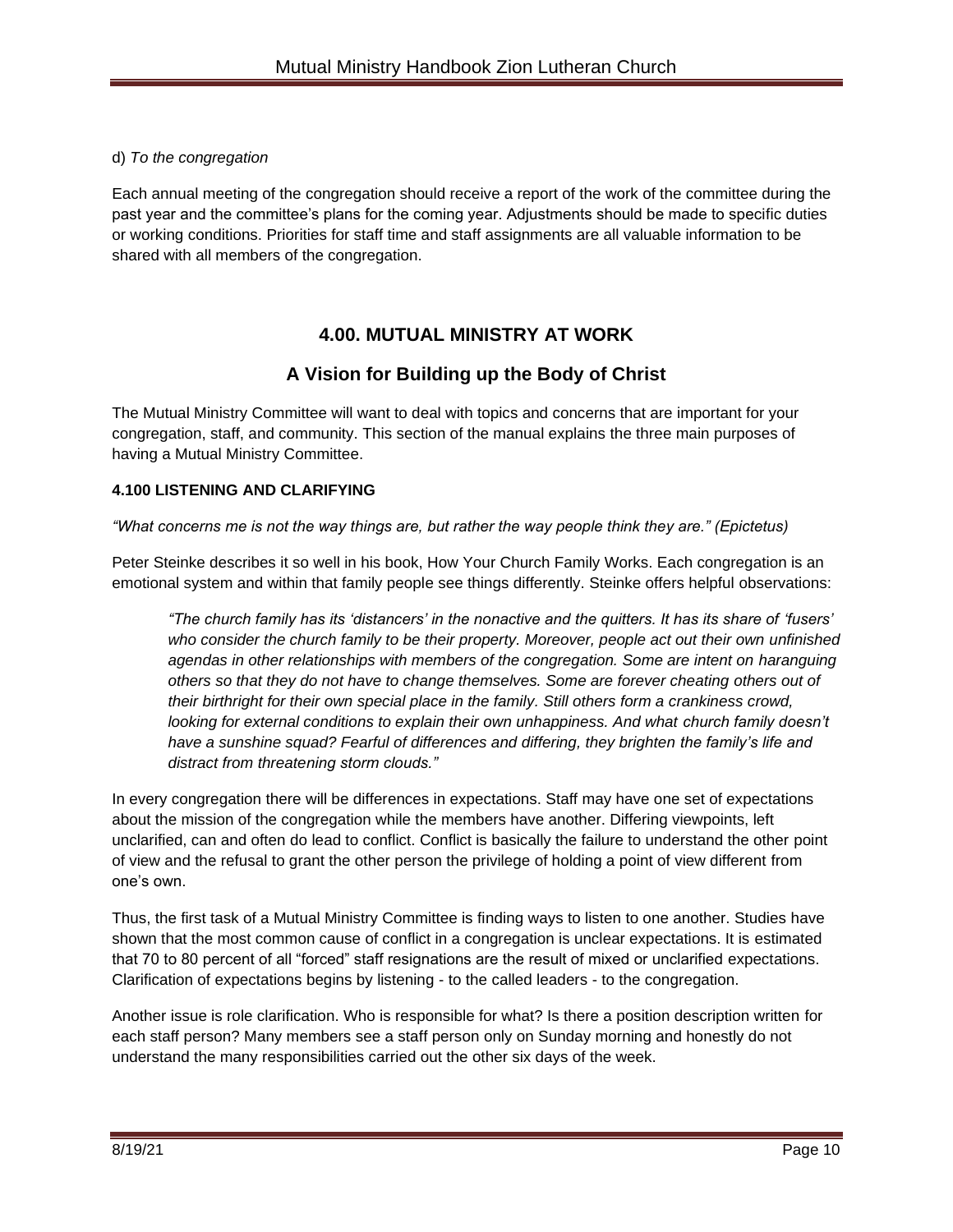d) *To the congregation*

Each annual meeting of the congregation should receive a report of the work of the committee during the past year and the committee's plans for the coming year. Adjustments should be made to specific duties or working conditions. Priorities for staff time and staff assignments are all valuable information to be shared with all members of the congregation.

## 4.00. MUTUAL MINISTRY AT WORK

## A Vision for Building up the Body of Christ

The Mutual Ministry Committee will want to deal with topics and concerns that are important for your congregation, staff, and community. This section of the manual explains the three main purposes of having a Mutual Ministry Committee.

### 4.100 LISTENING AND CLARIFYING

*"What concerns me is not the way things are, but rather the way people think they are." (Epictetus)*

Peter Steinke describes it so well in his book, How Your Church Family Works. Each congregation is an emotional system and within that family people see things differently. Steinke offers helpful observations:

> *"The church family has its 'distancers' in the nonactive and the quitters. It has its share of 'fusers' who consider the church family to be their property. Moreover, people act out their own unfinished agendas in other relationships with members of the congregation. Some are intent on haranguing others so that they do not have to change themselves. Some are forever cheating others out of their birthright for their own special place in the family. Still others form a crankiness crowd, looking for external conditions to explain their own unhappiness. And what church family doesn't have a sunshine squad? Fearful of differences and differing, they brighten the family's life and distract from threatening storm clouds."*

In every congregation there will be differences in expectations. Staff may have one set of expectations about the mission of the congregation while the members have another. Differing viewpoints, left unclarified, can and often do lead to conflict. Conflict is basically the failure to understand the other point of view and the refusal to grant the other person the privilege of holding a point of view different from one's own.

Thus, the first task of a Mutual Ministry Committee is finding ways to listen to one another. Studies have shown that the most common cause of conflict in a congregation is unclear expectations. It is estimated that 70 to 80 percent of all "forced" staff resignations are the result of mixed or unclarified expectations. Clarification of expectations begins by listening - to the called leaders - to the congregation.

Another issue is role clarification. Who is responsible for what? Is there a position description written for each staff person? Many members see a staff person only on Sunday morning and honestly do not understand the many responsibilities carried out the other six days of the week.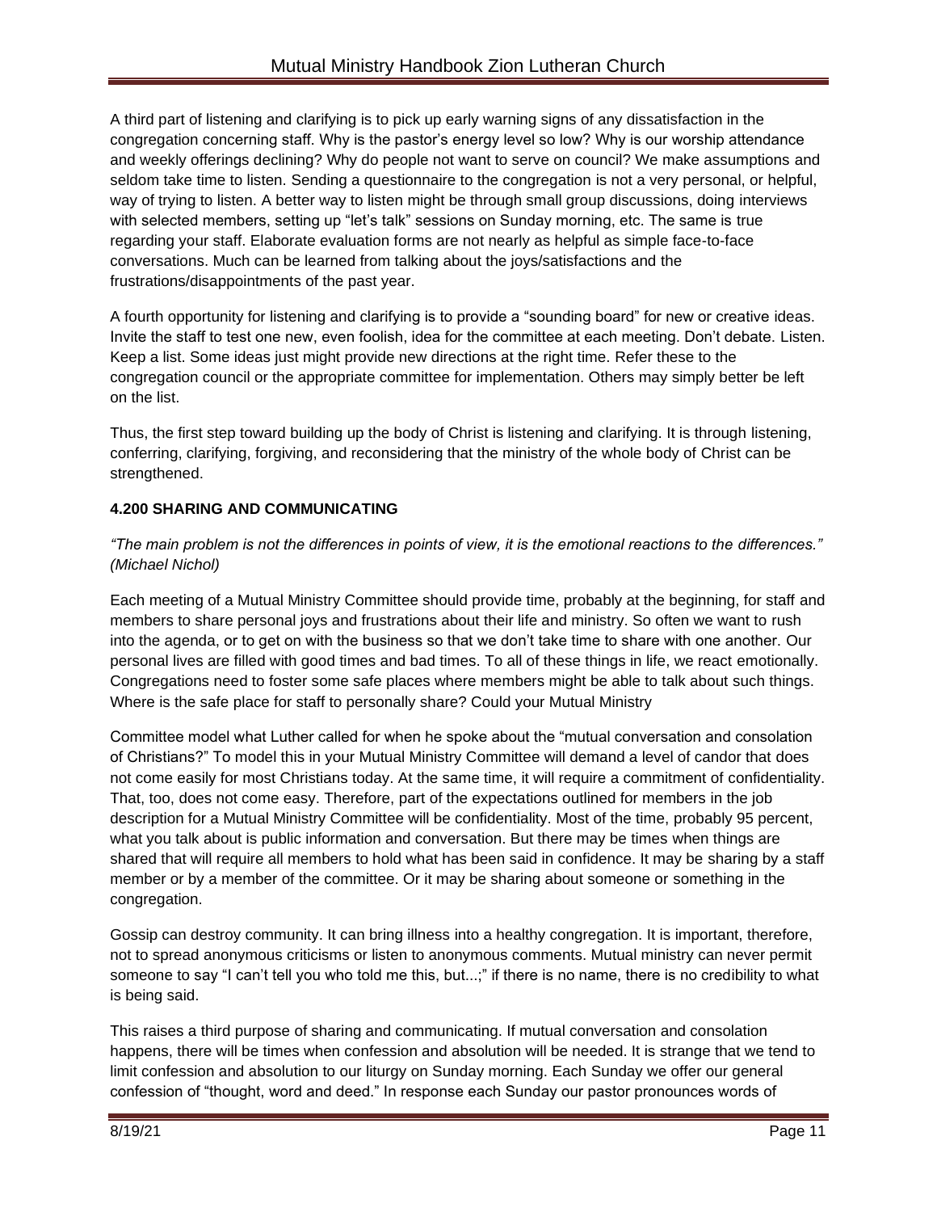A third part of listening and clarifying is to pick up early warning signs of any dissatisfaction in the congregation concerning staff. Why is the pastor's energy level so low? Why is our worship attendance and weekly offerings declining? Why do people not want to serve on council? We make assumptions and seldom take time to listen. Sending a questionnaire to the congregation is not a very personal, or helpful, way of trying to listen. A better way to listen might be through small group discussions, doing interviews with selected members, setting up "let's talk" sessions on Sunday morning, etc. The same is true regarding your staff. Elaborate evaluation forms are not nearly as helpful as simple face-to-face conversations. Much can be learned from talking about the joys/satisfactions and the frustrations/disappointments of the past year.

A fourth opportunity for listening and clarifying is to provide a "sounding board" for new or creative ideas. Invite the staff to test one new, even foolish, idea for the committee at each meeting. Don't debate. Listen. Keep a list. Some ideas just might provide new directions at the right time. Refer these to the congregation council or the appropriate committee for implementation. Others may simply better be left on the list.

Thus, the first step toward building up the body of Christ is listening and clarifying. It is through listening, conferring, clarifying, forgiving, and reconsidering that the ministry of the whole body of Christ can be strengthened.

### 4.200 SHARING AND COMMUNICATING

*"The main problem is not the differences in points of view, it is the emotional reactions to the differences." (Michael Nichol)*

Each meeting of a Mutual Ministry Committee should provide time, probably at the beginning, for staff and members to share personal joys and frustrations about their life and ministry. So often we want to rush into the agenda, or to get on with the business so that we don't take time to share with one another. Our personal lives are filled with good times and bad times. To all of these things in life, we react emotionally. Congregations need to foster some safe places where members might be able to talk about such things. Where is the safe place for staff to personally share? Could your Mutual Ministry Committee model what Luther called for when he spoke about the "mutual conversation and consolation of Christians?" To model this in your Mutual Ministry Committee will demand a level of candor that does not come easily for most Christians today. At the same time, it will require a commitment of confidentiality. That, too, does not come easy. Therefore, part of the expectations outlined for members in the job description for a Mutual Ministry Committee will be confidentiality. Most of the time, probably 95 percent, what you talk about is public information and conversation. But there may be times when things are shared that will require all members to hold what has been said in confidence. It may be sharing by a staff member or by a member of the committee. Or it may be sharing about someone or something in the congregation.

Gossip can destroy community. It can bring illness into a healthy congregation. It is important, therefore, not to spread anonymous criticisms or listen to anonymous comments. Mutual ministry can never permit someone to say "I can't tell you who told me this, but...;" if there is no name, there is no credibility to what is being said.

This raises a third purpose of sharing and communicating. If mutual conversation and consolation happens, there will be times when confession and absolution will be needed. It is strange that we tend to limit confession and absolution to our liturgy on Sunday morning. Each Sunday we offer our general confession of "thought, word and deed." In response each Sunday our pastor pronounces words of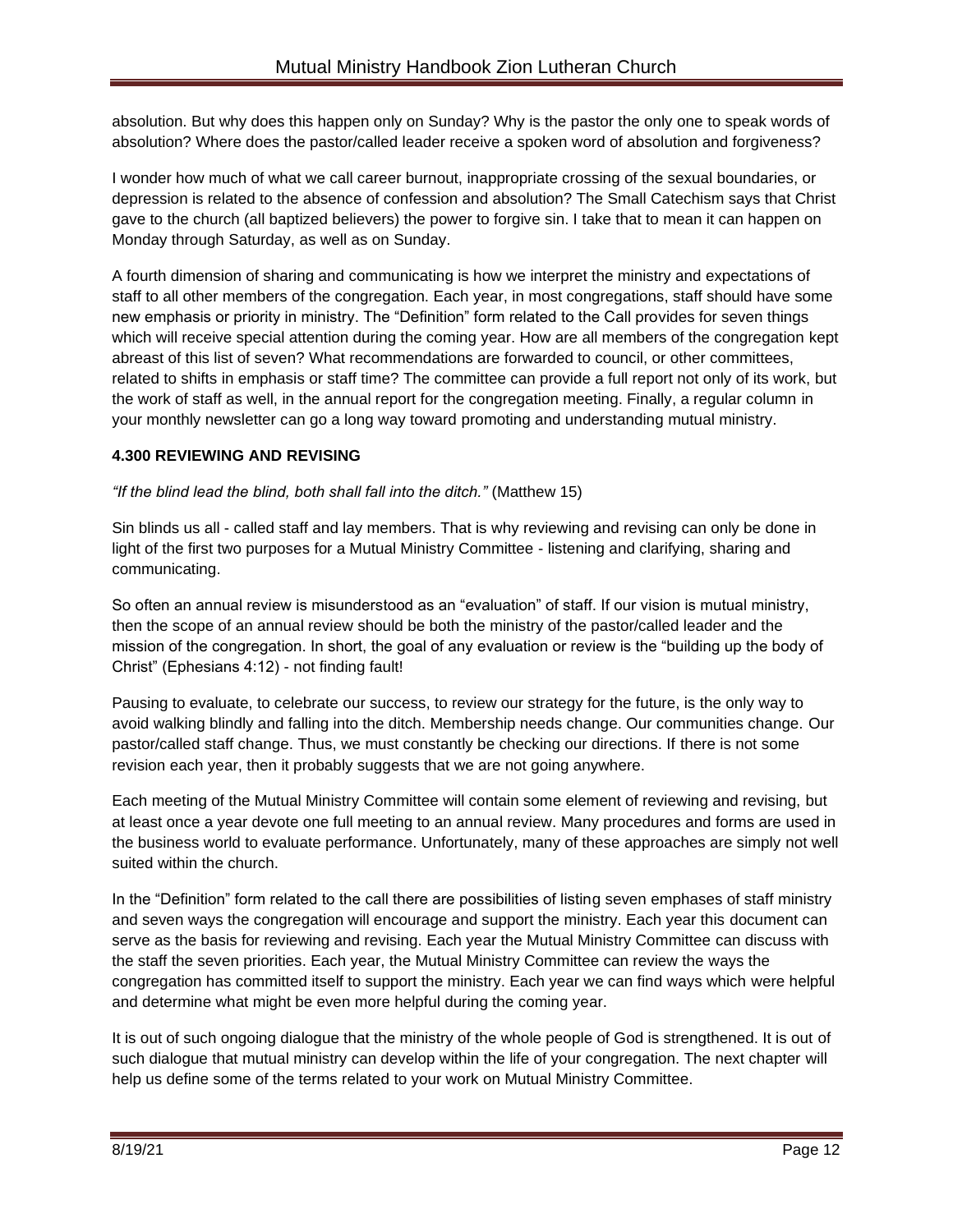absolution. But why does this happen only on Sunday? Why is the pastor the only one to speak words of absolution? Where does the pastor/called leader receive a spoken word of absolution and forgiveness?

I wonder how much of what we call career burnout, inappropriate crossing of the sexual boundaries, or depression is related to the absence of confession and absolution? The Small Catechism says that Christ gave to the church (all baptized believers) the power to forgive sin. I take that to mean it can happen on Monday through Saturday, as well as on Sunday.

A fourth dimension of sharing and communicating is how we interpret the ministry and expectations of staff to all other members of the congregation. Each year, in most congregations, staff should have some new emphasis or priority in ministry. The "Definition" form related to the Call provides for seven things which will receive special attention during the coming year. How are all members of the congregation kept abreast of this list of seven? What recommendations are forwarded to council, or other committees, related to shifts in emphasis or staff time? The committee can provide a full report not only of its work, but the work of staff as well, in the annual report for the congregation meeting. Finally, a regular column in your monthly newsletter can go a long way toward promoting and understanding mutual ministry.

### 4.300 REVIEWING AND REVISING

*"If the blind lead the blind, both shall fall into the ditch."* (Matthew 15)

Sin blinds us all - called staff and lay members. That is why reviewing and revising can only be done in light of the first two purposes for a Mutual Ministry Committee - listening and clarifying, sharing and communicating.

So often an annual review is misunderstood as an "evaluation" of staff. If our vision is mutual ministry, then the scope of an annual review should be both the ministry of the pastor/called leader and the mission of the congregation. In short, the goal of any evaluation or review is the "building up the body of Christ" (Ephesians 4:12) - not finding fault!

Pausing to evaluate, to celebrate our success, to review our strategy for the future, is the only way to avoid walking blindly and falling into the ditch. Membership needs change. Our communities change. Our pastor/called staff change. Thus, we must constantly be checking our directions. If there is not some revision each year, then it probably suggests that we are not going anywhere.

Each meeting of the Mutual Ministry Committee will contain some element of reviewing and revising, but at least once a year devote one full meeting to an annual review. Many procedures and forms are used in the business world to evaluate performance. Unfortunately, many of these approaches are simply not well suited within the church.

In the "Definition" form related to the call there are possibilities of listing seven emphases of staff ministry and seven ways the congregation will encourage and support the ministry. Each year this document can serve as the basis for reviewing and revising. Each year the Mutual Ministry Committee can discuss with the staff the seven priorities. Each year, the Mutual Ministry Committee can review the ways the congregation has committed itself to support the ministry. Each year we can find ways which were helpful and determine what might be even more helpful during the coming year.

It is out of such ongoing dialogue that the ministry of the whole people of God is strengthened. It is out of such dialogue that mutual ministry can develop within the life of your congregation. The next chapter will help us define some of the terms related to your work on Mutual Ministry Committee.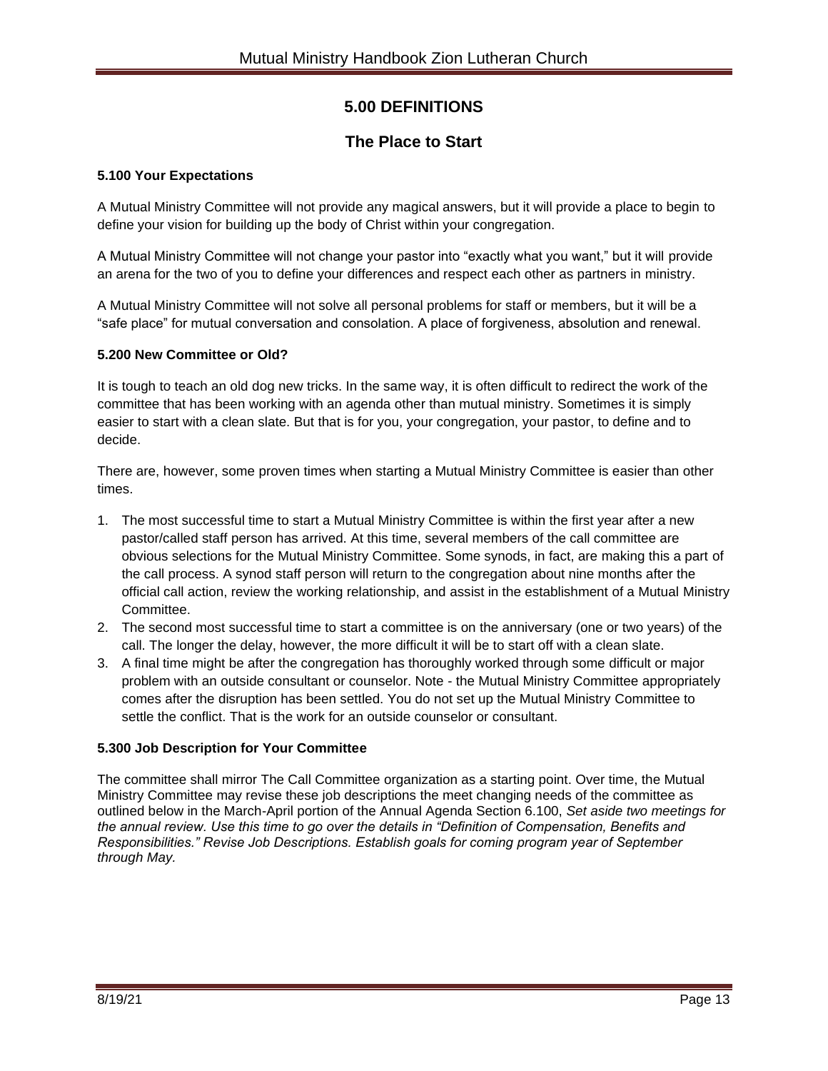# 5.00 DEFINITIONS

## The Place to Start

### 5.100 Your Expectations

A Mutual Ministry Committee will not provide any magical answers, but it will provide a place to begin to define your vision for building up the body of Christ within your congregation.

A Mutual Ministry Committee will not change your pastor into "exactly what you want," but it will provide an arena for the two of you to define your differences and respect each other as partners in ministry.

A Mutual Ministry Committee will not solve all personal problems for staff or members, but it will be a "safe place" for mutual conversation and consolation. A place of forgiveness, absolution and renewal.

### 5.200 New Committee or Old?

It is tough to teach an old dog new tricks. In the same way, it is often difficult to redirect the work of the committee that has been working with an agenda other than mutual ministry. Sometimes it is simply easier to start with a clean slate. But that is for you, your congregation, your pastor, to define and to decide.

There are, however, some proven times when starting a Mutual Ministry Committee is easier than other times.

1. The most successful time to start a Mutual Ministry Committee is within the first year after a new pastor/called staff person has arrived. At this time, several members of the call committee are obvious selections for the Mutual Ministry Committee. Some synods, in fact, are making this a part of the call process. A synod staff person will return to the congregation about nine months after the official call action, review the working relationship, and assist in the establishment of a Mutual Ministry Committee.
2. The second most successful time to start a committee is on the anniversary (one or two years) of the call. The longer the delay, however, the more difficult it will be to start off with a clean slate.
3. A final time might be after the congregation has thoroughly worked through some difficult or major problem with an outside consultant or counselor. Note - the Mutual Ministry Committee appropriately comes after the disruption has been settled. You do not set up the Mutual Ministry Committee to settle the conflict. That is the work for an outside counselor or consultant.

### 5.300 Job Description for Your Committee

The committee shall mirror The Call Committee organization as a starting point. Over time, the Mutual Ministry Committee may revise these job descriptions the meet changing needs of the committee as outlined below in the March-April portion of the Annual Agenda Section 6.100, *Set aside two meetings for the annual review. Use this time to go over the details in "Definition of Compensation, Benefits and Responsibilities." Revise Job Descriptions. Establish goals for coming program year of September through May.*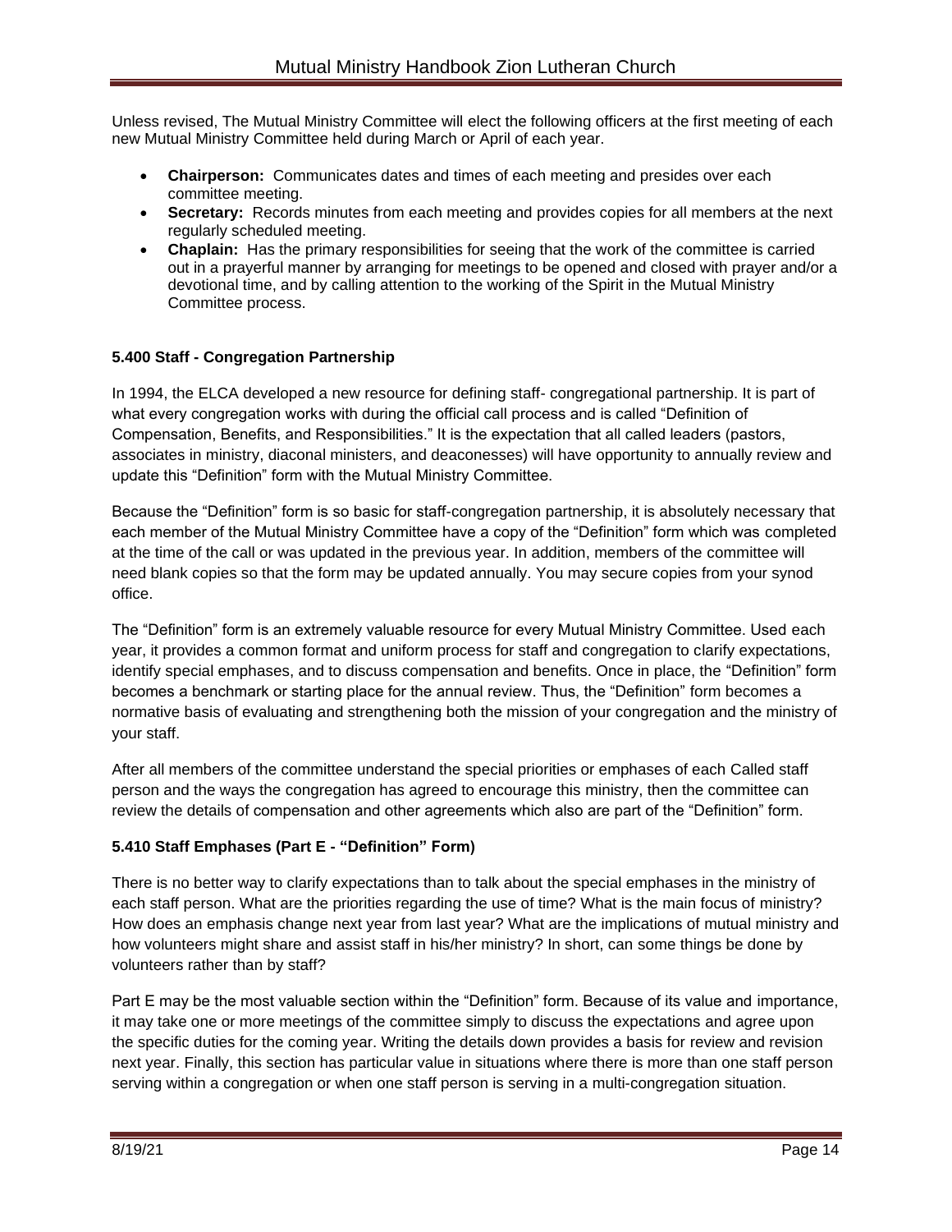Unless revised, The Mutual Ministry Committee will elect the following officers at the first meeting of each new Mutual Ministry Committee held during March or April of each year.

- **Chairperson:** Communicates dates and times of each meeting and presides over each committee meeting.
- **Secretary:** Records minutes from each meeting and provides copies for all members at the next regularly scheduled meeting.
- **Chaplain:** Has the primary responsibilities for seeing that the work of the committee is carried out in a prayerful manner by arranging for meetings to be opened and closed with prayer and/or a devotional time, and by calling attention to the working of the Spirit in the Mutual Ministry Committee process.

### 5.400 Staff - Congregation Partnership

In 1994, the ELCA developed a new resource for defining staff- congregational partnership. It is part of what every congregation works with during the official call process and is called "Definition of Compensation, Benefits, and Responsibilities." It is the expectation that all called leaders (pastors, associates in ministry, diaconal ministers, and deaconesses) will have opportunity to annually review and update this "Definition" form with the Mutual Ministry Committee.

Because the "Definition" form is so basic for staff-congregation partnership, it is absolutely necessary that each member of the Mutual Ministry Committee have a copy of the "Definition" form which was completed at the time of the call or was updated in the previous year. In addition, members of the committee will need blank copies so that the form may be updated annually. You may secure copies from your synod office.

The "Definition" form is an extremely valuable resource for every Mutual Ministry Committee. Used each year, it provides a common format and uniform process for staff and congregation to clarify expectations, identify special emphases, and to discuss compensation and benefits. Once in place, the "Definition" form becomes a benchmark or starting place for the annual review. Thus, the "Definition" form becomes a normative basis of evaluating and strengthening both the mission of your congregation and the ministry of your staff.

After all members of the committee understand the special priorities or emphases of each Called staff person and the ways the congregation has agreed to encourage this ministry, then the committee can review the details of compensation and other agreements which also are part of the "Definition" form.

### 5.410 Staff Emphases (Part E - "Definition" Form)

There is no better way to clarify expectations than to talk about the special emphases in the ministry of each staff person. What are the priorities regarding the use of time? What is the main focus of ministry? How does an emphasis change next year from last year? What are the implications of mutual ministry and how volunteers might share and assist staff in his/her ministry? In short, can some things be done by volunteers rather than by staff?

Part E may be the most valuable section within the "Definition" form. Because of its value and importance, it may take one or more meetings of the committee simply to discuss the expectations and agree upon the specific duties for the coming year. Writing the details down provides a basis for review and revision next year. Finally, this section has particular value in situations where there is more than one staff person serving within a congregation or when one staff person is serving in a multi-congregation situation.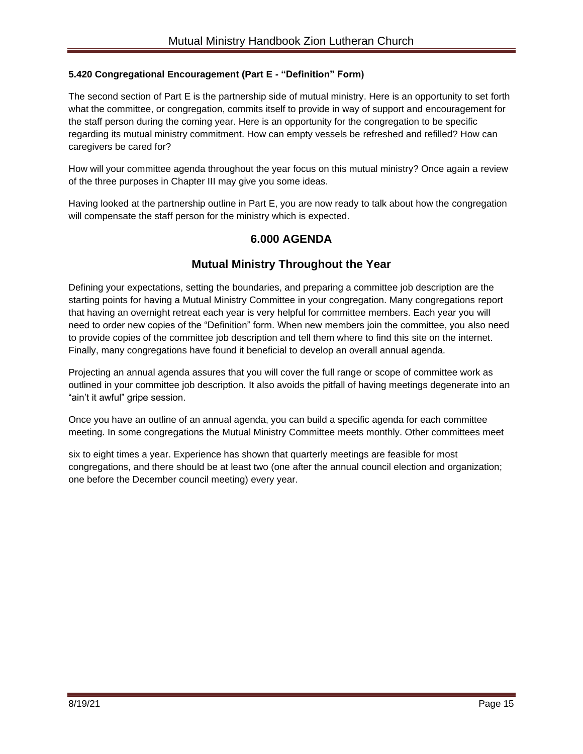### 5.420 Congregational Encouragement (Part E - "Definition" Form)

The second section of Part E is the partnership side of mutual ministry. Here is an opportunity to set forth what the committee, or congregation, commits itself to provide in way of support and encouragement for the staff person during the coming year. Here is an opportunity for the congregation to be specific regarding its mutual ministry commitment. How can empty vessels be refreshed and refilled? How can caregivers be cared for?

How will your committee agenda throughout the year focus on this mutual ministry? Once again a review of the three purposes in Chapter III may give you some ideas.

Having looked at the partnership outline in Part E, you are now ready to talk about how the congregation will compensate the staff person for the ministry which is expected.

## 6.000 AGENDA

## Mutual Ministry Throughout the Year

Defining your expectations, setting the boundaries, and preparing a committee job description are the starting points for having a Mutual Ministry Committee in your congregation. Many congregations report that having an overnight retreat each year is very helpful for committee members. Each year you will need to order new copies of the "Definition" form. When new members join the committee, you also need to provide copies of the committee job description and tell them where to find this site on the internet. Finally, many congregations have found it beneficial to develop an overall annual agenda.

Projecting an annual agenda assures that you will cover the full range or scope of committee work as outlined in your committee job description. It also avoids the pitfall of having meetings degenerate into an "ain't it awful" gripe session.

Once you have an outline of an annual agenda, you can build a specific agenda for each committee meeting. In some congregations the Mutual Ministry Committee meets monthly. Other committees meet six to eight times a year. Experience has shown that quarterly meetings are feasible for most congregations, and there should be at least two (one after the annual council election and organization; one before the December council meeting) every year.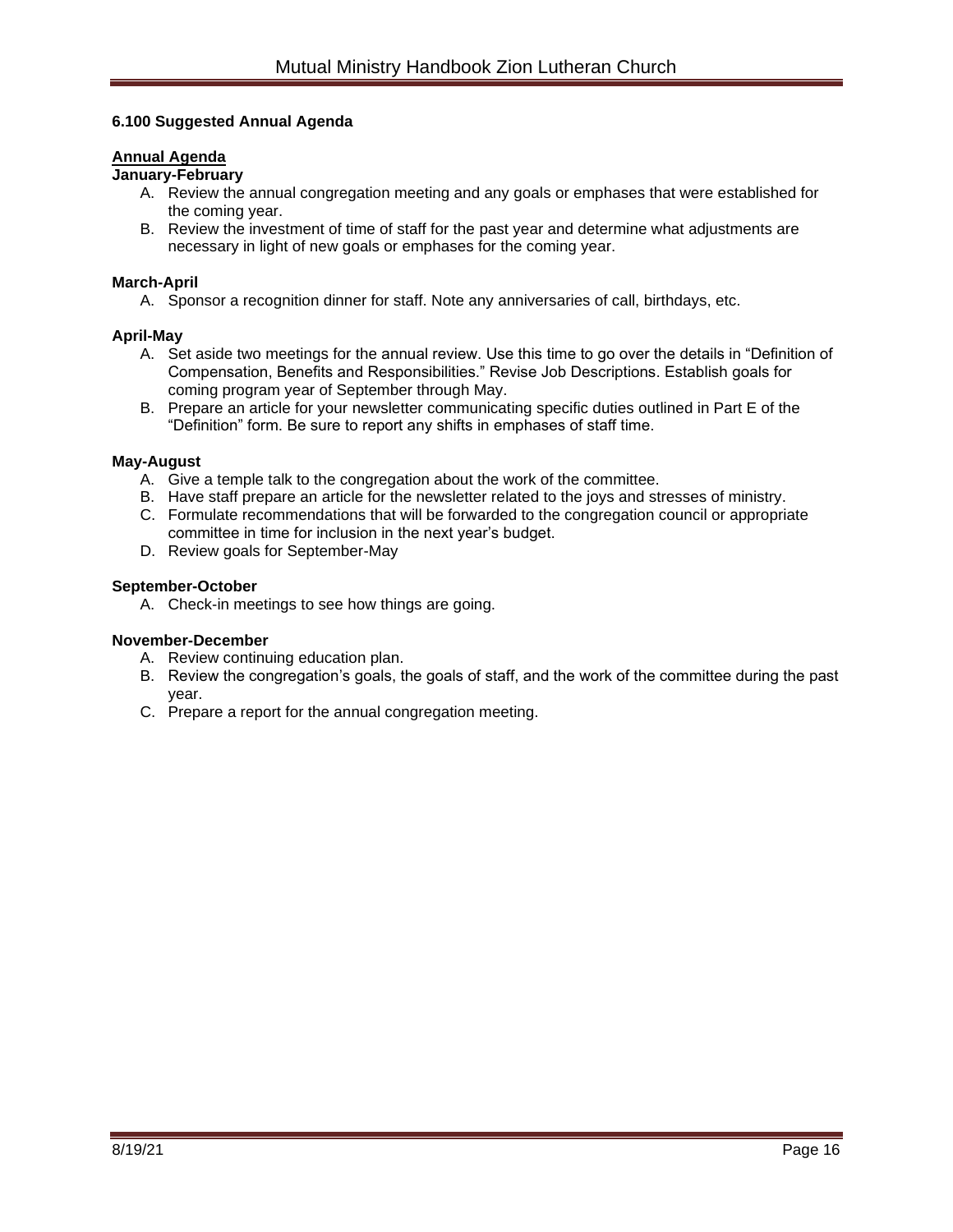### 6.100 Suggested Annual Agenda

**<u>Annual Agenda</u>**

**January-February**

A. Review the annual congregation meeting and any goals or emphases that were established for the coming year.
B. Review the investment of time of staff for the past year and determine what adjustments are necessary in light of new goals or emphases for the coming year.

**March-April**

A. Sponsor a recognition dinner for staff. Note any anniversaries of call, birthdays, etc.

**April-May**

A. Set aside two meetings for the annual review. Use this time to go over the details in “Definition of Compensation, Benefits and Responsibilities.” Revise Job Descriptions. Establish goals for coming program year of September through May.
B. Prepare an article for your newsletter communicating specific duties outlined in Part E of the “Definition” form. Be sure to report any shifts in emphases of staff time.

**May-August**

A. Give a temple talk to the congregation about the work of the committee.
B. Have staff prepare an article for the newsletter related to the joys and stresses of ministry.
C. Formulate recommendations that will be forwarded to the congregation council or appropriate committee in time for inclusion in the next year’s budget.
D. Review goals for September-May

**September-October**

A. Check-in meetings to see how things are going.

**November-December**

A. Review continuing education plan.
B. Review the congregation’s goals, the goals of staff, and the work of the committee during the past year.
C. Prepare a report for the annual congregation meeting.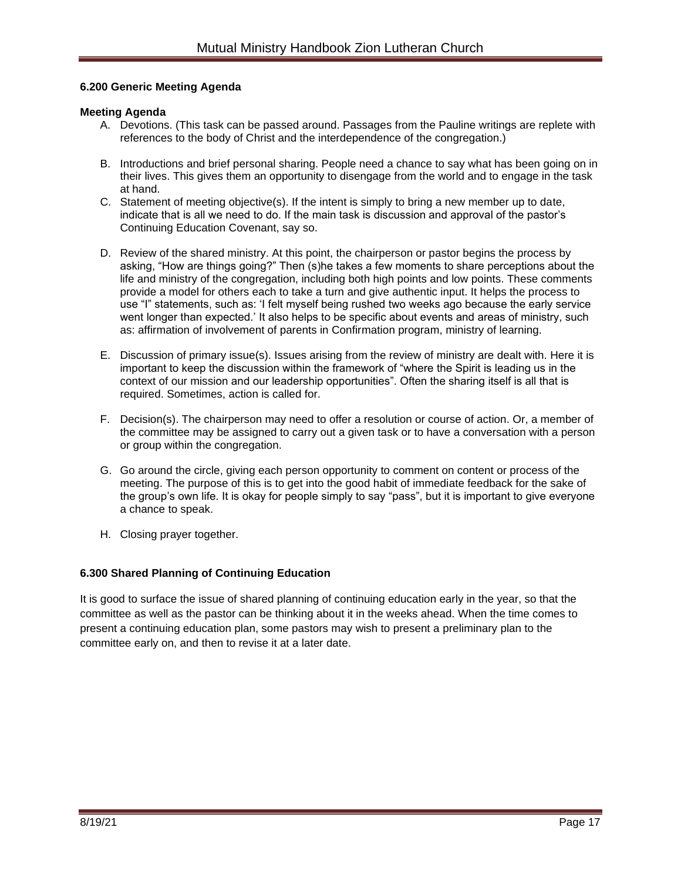**6.200 Generic Meeting Agenda**

**Meeting Agenda**

A. Devotions. (This task can be passed around. Passages from the Pauline writings are replete with references to the body of Christ and the interdependence of the congregation.)

B. Introductions and brief personal sharing. People need a chance to say what has been going on in their lives. This gives them an opportunity to disengage from the world and to engage in the task at hand.

C. Statement of meeting objective(s). If the intent is simply to bring a new member up to date, indicate that is all we need to do. If the main task is discussion and approval of the pastor's Continuing Education Covenant, say so.

D. Review of the shared ministry. At this point, the chairperson or pastor begins the process by asking, "How are things going?" Then (s)he takes a few moments to share perceptions about the life and ministry of the congregation, including both high points and low points. These comments provide a model for others each to take a turn and give authentic input. It helps the process to use "I" statements, such as: 'I felt myself being rushed two weeks ago because the early service went longer than expected.' It also helps to be specific about events and areas of ministry, such as: affirmation of involvement of parents in Confirmation program, ministry of learning.

E. Discussion of primary issue(s). Issues arising from the review of ministry are dealt with. Here it is important to keep the discussion within the framework of "where the Spirit is leading us in the context of our mission and our leadership opportunities". Often the sharing itself is all that is required. Sometimes, action is called for.

F. Decision(s). The chairperson may need to offer a resolution or course of action. Or, a member of the committee may be assigned to carry out a given task or to have a conversation with a person or group within the congregation.

G. Go around the circle, giving each person opportunity to comment on content or process of the meeting. The purpose of this is to get into the good habit of immediate feedback for the sake of the group's own life. It is okay for people simply to say "pass", but it is important to give everyone a chance to speak.

H. Closing prayer together.

**6.300 Shared Planning of Continuing Education**

It is good to surface the issue of shared planning of continuing education early in the year, so that the committee as well as the pastor can be thinking about it in the weeks ahead. When the time comes to present a continuing education plan, some pastors may wish to present a preliminary plan to the committee early on, and then to revise it at a later date.